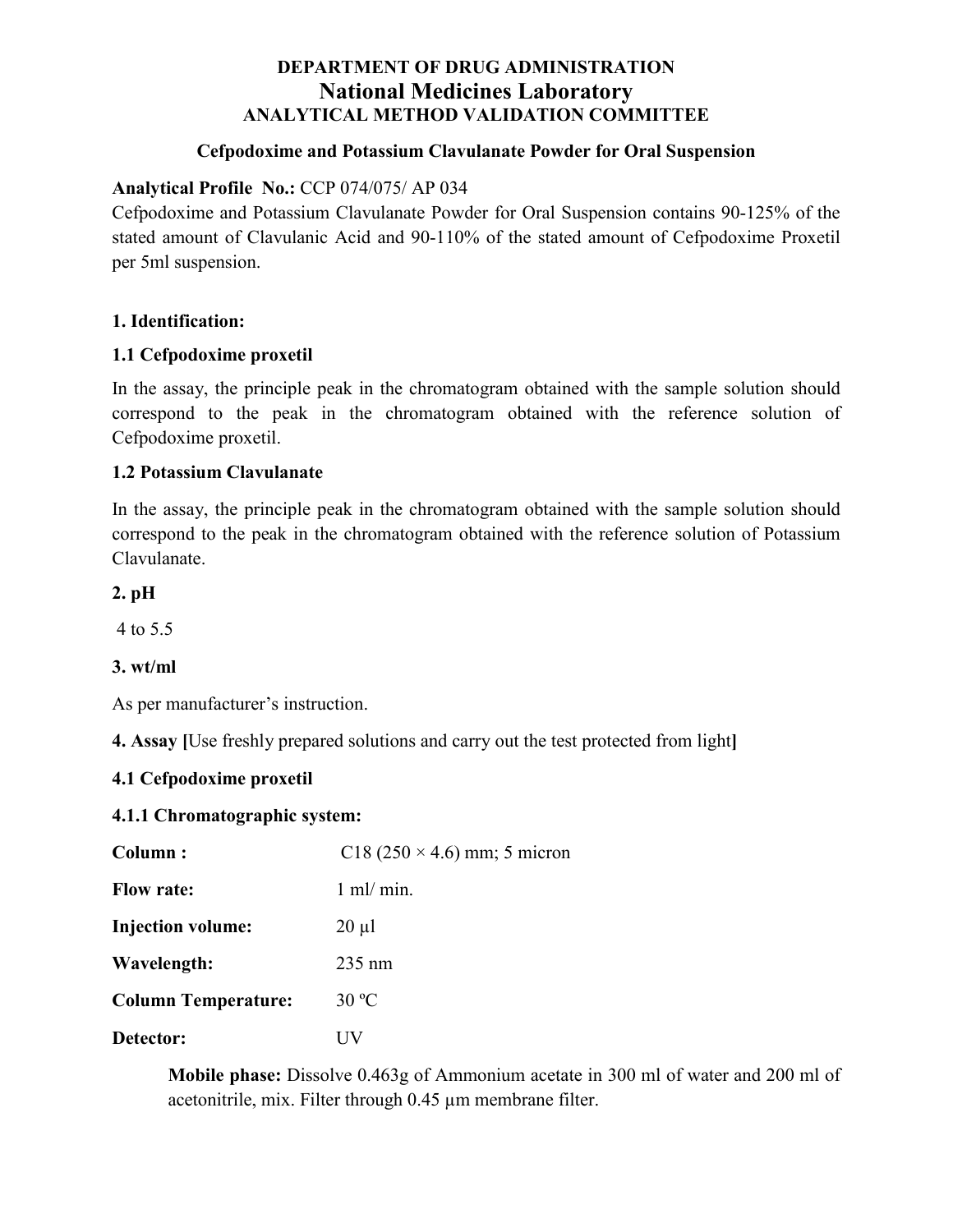**DEPARTMENT OF DRUG ADMINISTRATION**

# National Medicines Laboratory

**ANALYTICAL METHOD VALIDATION COMMITTEE**

**Cefpodoxime and Potassium Clavulanate Powder for Oral Suspension**

**Analytical Profile No.:** CCP 074/075/ AP 034

Cefpodoxime and Potassium Clavulanate Powder for Oral Suspension contains 90-125% of the stated amount of Clavulanic Acid and 90-110% of the stated amount of Cefpodoxime Proxetil per 5ml suspension.

## 1. Identification:

### 1.1 Cefpodoxime proxetil

In the assay, the principle peak in the chromatogram obtained with the sample solution should correspond to the peak in the chromatogram obtained with the reference solution of Cefpodoxime proxetil.

### 1.2 Potassium Clavulanate

In the assay, the principle peak in the chromatogram obtained with the sample solution should correspond to the peak in the chromatogram obtained with the reference solution of Potassium Clavulanate.

## 2. pH

4 to 5.5

## 3. wt/ml

As per manufacturer's instruction.

## 4. Assay [Use freshly prepared solutions and carry out the test protected from light]

### 4.1 Cefpodoxime proxetil

#### 4.1.1 Chromatographic system:

| | |
|---|---|
| **Column :** | C18 (250 × 4.6) mm; 5 micron |
| **Flow rate:** | 1 ml/ min. |
| **Injection volume:** | 20 µl |
| **Wavelength:** | 235 nm |
| **Column Temperature:** | 30 ºC |
| **Detector:** | UV |

**Mobile phase:** Dissolve 0.463g of Ammonium acetate in 300 ml of water and 200 ml of acetonitrile, mix. Filter through 0.45 µm membrane filter.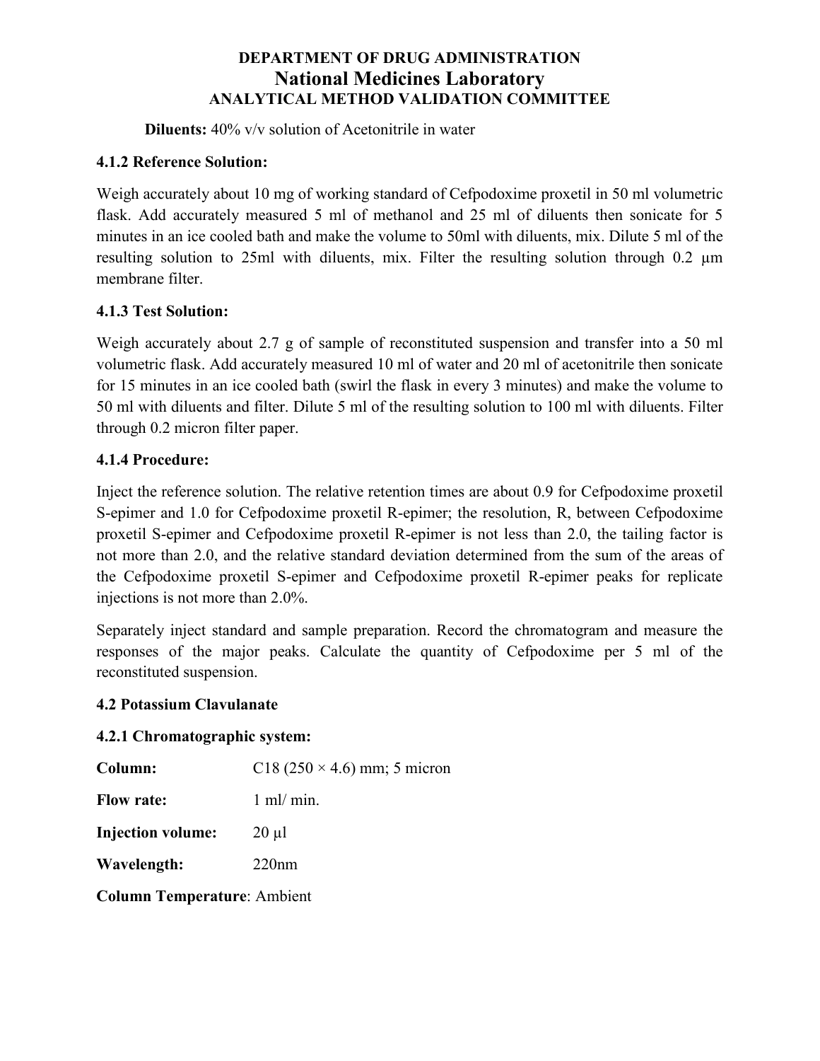**Diluents:** 40% v/v solution of Acetonitrile in water

### 4.1.2 Reference Solution:

Weigh accurately about 10 mg of working standard of Cefpodoxime proxetil in 50 ml volumetric flask. Add accurately measured 5 ml of methanol and 25 ml of diluents then sonicate for 5 minutes in an ice cooled bath and make the volume to 50ml with diluents, mix. Dilute 5 ml of the resulting solution to 25ml with diluents, mix. Filter the resulting solution through 0.2 µm membrane filter.

### 4.1.3 Test Solution:

Weigh accurately about 2.7 g of sample of reconstituted suspension and transfer into a 50 ml volumetric flask. Add accurately measured 10 ml of water and 20 ml of acetonitrile then sonicate for 15 minutes in an ice cooled bath (swirl the flask in every 3 minutes) and make the volume to 50 ml with diluents and filter. Dilute 5 ml of the resulting solution to 100 ml with diluents. Filter through 0.2 micron filter paper.

### 4.1.4 Procedure:

Inject the reference solution. The relative retention times are about 0.9 for Cefpodoxime proxetil S-epimer and 1.0 for Cefpodoxime proxetil R-epimer; the resolution, R, between Cefpodoxime proxetil S-epimer and Cefpodoxime proxetil R-epimer is not less than 2.0, the tailing factor is not more than 2.0, and the relative standard deviation determined from the sum of the areas of the Cefpodoxime proxetil S-epimer and Cefpodoxime proxetil R-epimer peaks for replicate injections is not more than 2.0%.

Separately inject standard and sample preparation. Record the chromatogram and measure the responses of the major peaks. Calculate the quantity of Cefpodoxime per 5 ml of the reconstituted suspension.

## 4.2 Potassium Clavulanate

### 4.2.1 Chromatographic system:

**Column:** C18 (250 × 4.6) mm; 5 micron

**Flow rate:** 1 ml/ min.

**Injection volume:** 20 µl

**Wavelength:** 220nm

**Column Temperature**: Ambient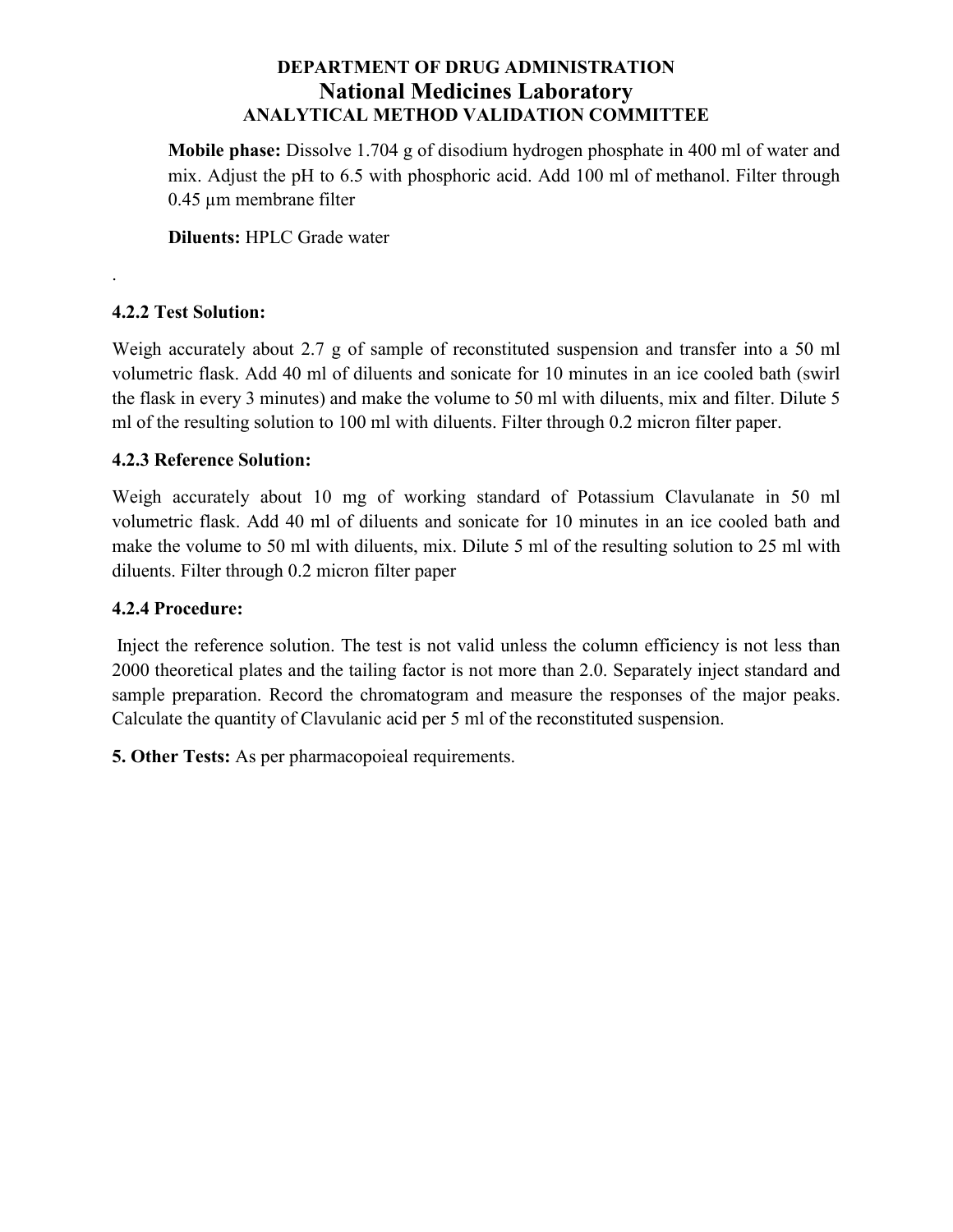**Mobile phase:** Dissolve 1.704 g of disodium hydrogen phosphate in 400 ml of water and mix. Adjust the pH to 6.5 with phosphoric acid. Add 100 ml of methanol. Filter through 0.45 µm membrane filter

**Diluents:** HPLC Grade water

.

**4.2.2 Test Solution:**

Weigh accurately about 2.7 g of sample of reconstituted suspension and transfer into a 50 ml volumetric flask. Add 40 ml of diluents and sonicate for 10 minutes in an ice cooled bath (swirl the flask in every 3 minutes) and make the volume to 50 ml with diluents, mix and filter. Dilute 5 ml of the resulting solution to 100 ml with diluents. Filter through 0.2 micron filter paper.

**4.2.3 Reference Solution:**

Weigh accurately about 10 mg of working standard of Potassium Clavulanate in 50 ml volumetric flask. Add 40 ml of diluents and sonicate for 10 minutes in an ice cooled bath and make the volume to 50 ml with diluents, mix. Dilute 5 ml of the resulting solution to 25 ml with diluents. Filter through 0.2 micron filter paper

**4.2.4 Procedure:**

Inject the reference solution. The test is not valid unless the column efficiency is not less than 2000 theoretical plates and the tailing factor is not more than 2.0. Separately inject standard and sample preparation. Record the chromatogram and measure the responses of the major peaks. Calculate the quantity of Clavulanic acid per 5 ml of the reconstituted suspension.

**5. Other Tests:** As per pharmacopoieal requirements.